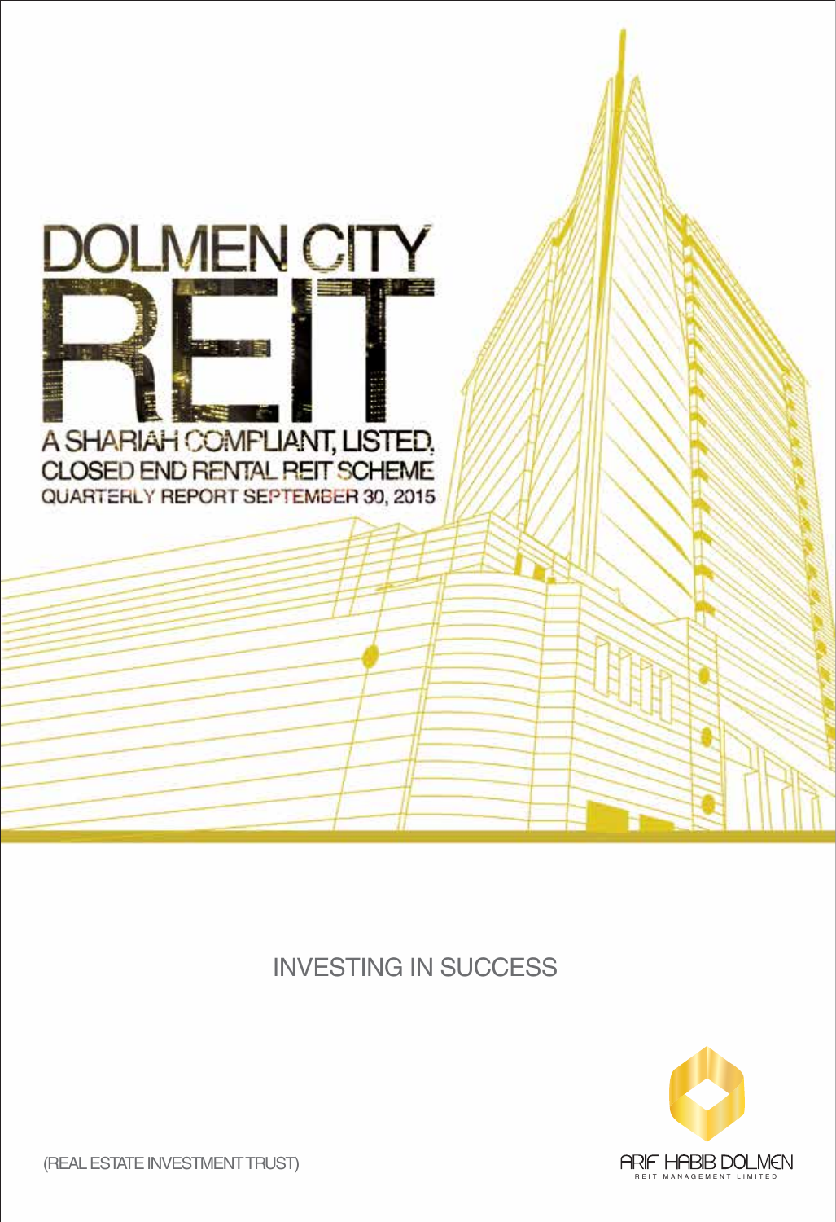# DOLMEN CITY REIT

A SHARIAH COMPLIANT, LISTED, CLOSED END RENTAL REIT SCHEME

QUARTERLY REPORT SEPTEMBER 30, 2015

INVESTING IN SUCCESS

(REAL ESTATE INVESTMENT TRUST)

ARIF HABIB DOLMEN

REIT MANAGEMENT LIMITED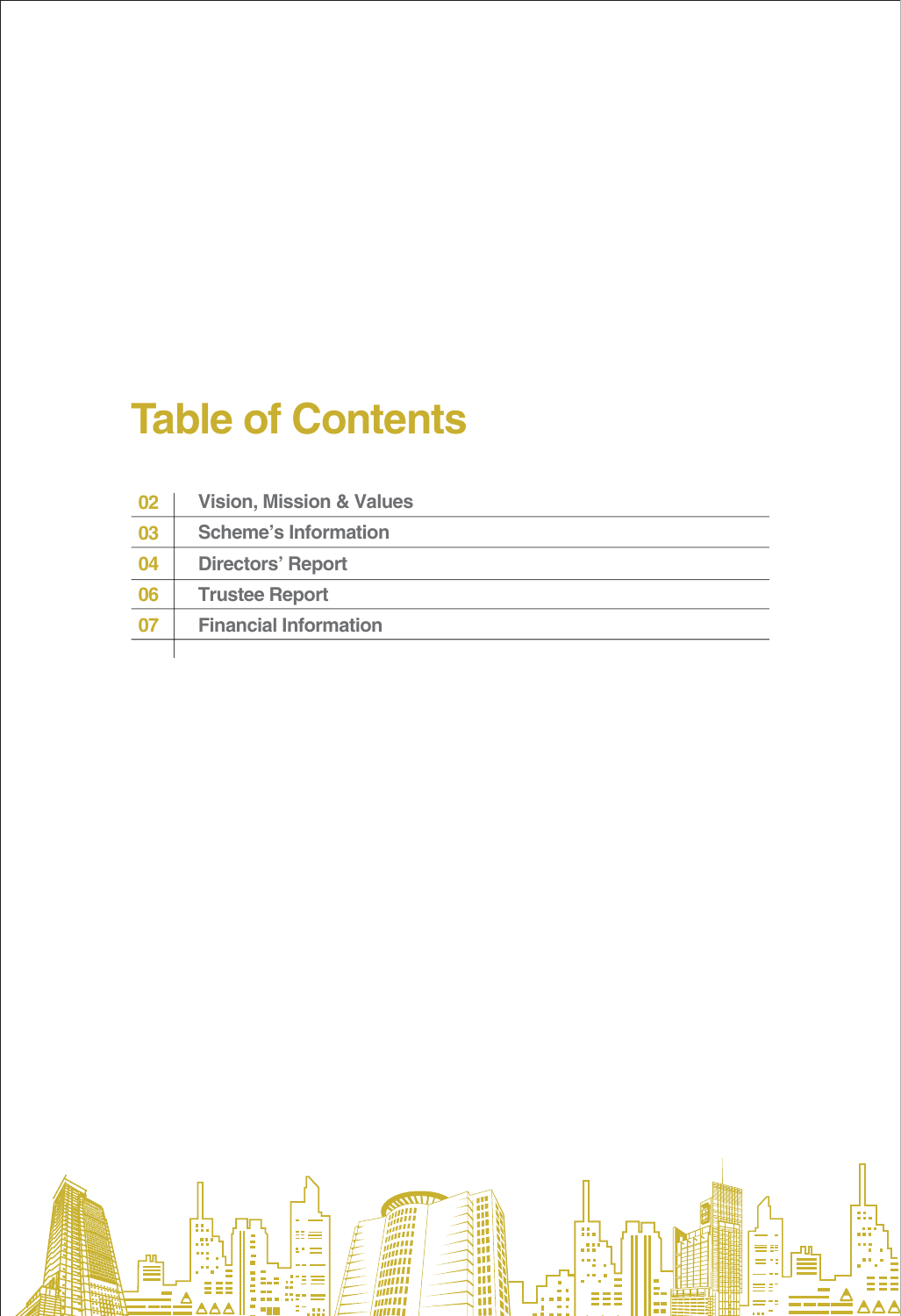# Table of Contents

| | |
|---|---|
| 02 | Vision, Mission & Values |
| 03 | Scheme's Information |
| 04 | Directors' Report |
| 06 | Trustee Report |
| 07 | Financial Information |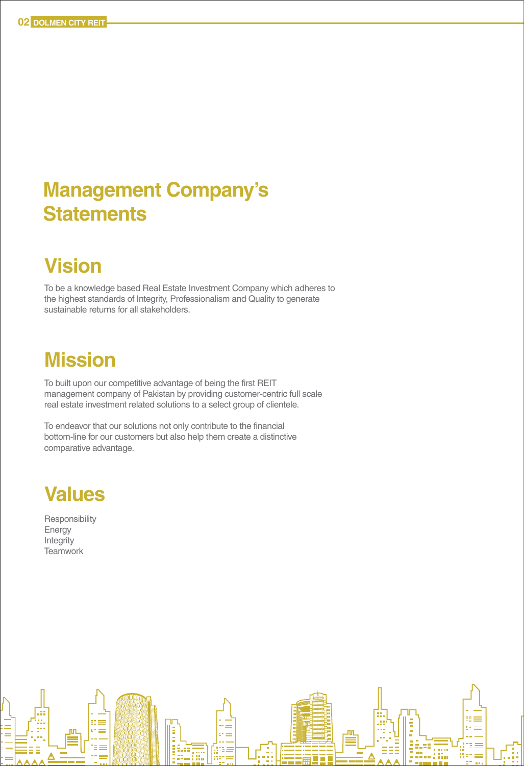# Management Company's Statements

## Vision

To be a knowledge based Real Estate Investment Company which adheres to the highest standards of Integrity, Professionalism and Quality to generate sustainable returns for all stakeholders.

## Mission

To built upon our competitive advantage of being the first REIT management company of Pakistan by providing customer-centric full scale real estate investment related solutions to a select group of clientele.

To endeavor that our solutions not only contribute to the financial bottom-line for our customers but also help them create a distinctive comparative advantage.

## Values

Responsibility
Energy
Integrity
Teamwork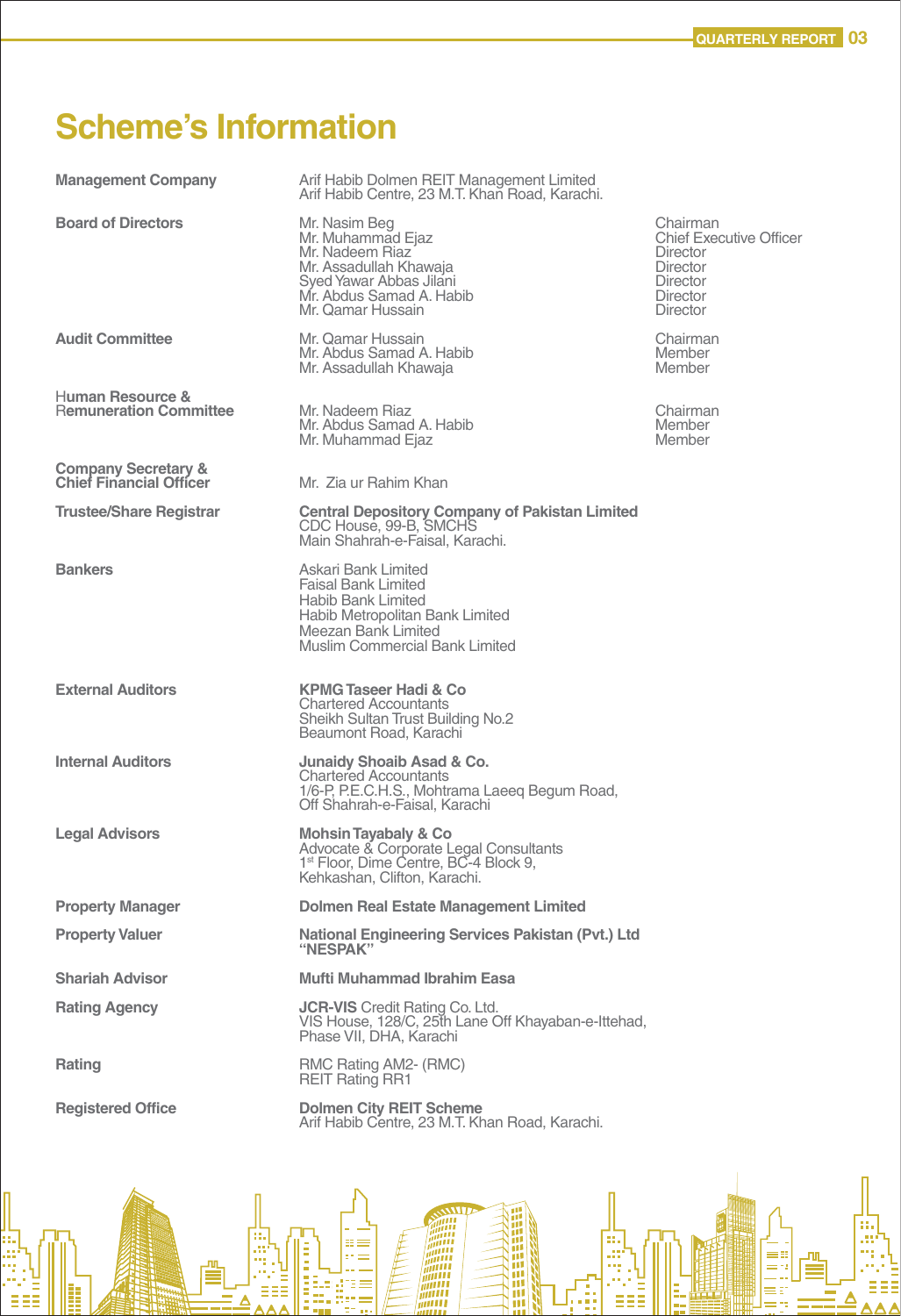# Scheme's Information

| | | |
|---|---|---|
| **Management Company** | Arif Habib Dolmen REIT Management Limited<br>Arif Habib Centre, 23 M.T. Khan Road, Karachi. | |
| **Board of Directors** | Mr. Nasim Beg | Chairman |
| | Mr. Muhammad Ejaz | Chief Executive Officer |
| | Mr. Nadeem Riaz | Director |
| | Mr. Assadullah Khawaja | Director |
| | Syed Yawar Abbas Jilani | Director |
| | Mr. Abdus Samad A. Habib | Director |
| | Mr. Qamar Hussain | Director |
| **Audit Committee** | Mr. Qamar Hussain | Chairman |
| | Mr. Abdus Samad A. Habib | Member |
| | Mr. Assadullah Khawaja | Member |
| **Human Resource & Remuneration Committee** | Mr. Nadeem Riaz | Chairman |
| | Mr. Abdus Samad A. Habib | Member |
| | Mr. Muhammad Ejaz | Member |
| **Company Secretary & Chief Financial Officer** | Mr. Zia ur Rahim Khan | |
| **Trustee/Share Registrar** | **Central Depository Company of Pakistan Limited**<br>CDC House, 99-B, SMCHS<br>Main Shahrah-e-Faisal, Karachi. | |
| **Bankers** | Askari Bank Limited<br>Faisal Bank Limited<br>Habib Bank Limited<br>Habib Metropolitan Bank Limited<br>Meezan Bank Limited<br>Muslim Commercial Bank Limited | |
| **External Auditors** | **KPMG Taseer Hadi & Co**<br>Chartered Accountants<br>Sheikh Sultan Trust Building No.2<br>Beaumont Road, Karachi | |
| **Internal Auditors** | **Junaidy Shoaib Asad & Co.**<br>Chartered Accountants<br>1/6-P, P.E.C.H.S., Mohtrama Laeeq Begum Road,<br>Off Shahrah-e-Faisal, Karachi | |
| **Legal Advisors** | **Mohsin Tayabaly & Co**<br>Advocate & Corporate Legal Consultants<br>1st Floor, Dime Centre, BC-4 Block 9,<br>Kehkashan, Clifton, Karachi. | |
| **Property Manager** | **Dolmen Real Estate Management Limited** | |
| **Property Valuer** | **National Engineering Services Pakistan (Pvt.) Ltd "NESPAK"** | |
| **Shariah Advisor** | **Mufti Muhammad Ibrahim Easa** | |
| **Rating Agency** | **JCR-VIS** Credit Rating Co. Ltd.<br>VIS House, 128/C, 25th Lane Off Khayaban-e-Ittehad,<br>Phase VII, DHA, Karachi | |
| **Rating** | RMC Rating AM2- (RMC)<br>REIT Rating RR1 | |
| **Registered Office** | **Dolmen City REIT Scheme**<br>Arif Habib Centre, 23 M.T. Khan Road, Karachi. | |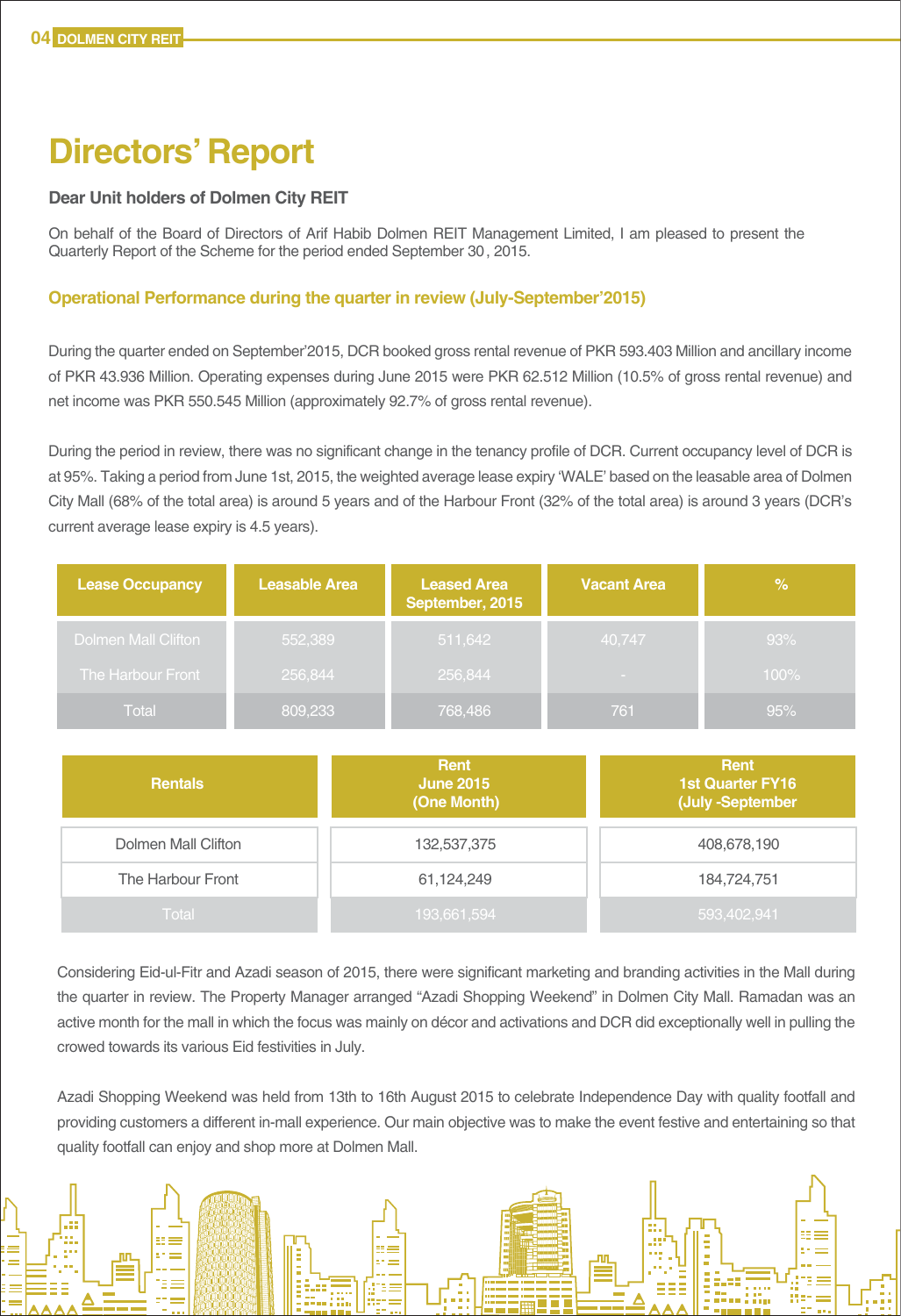# Directors' Report

**Dear Unit holders of Dolmen City REIT**

On behalf of the Board of Directors of Arif Habib Dolmen REIT Management Limited, I am pleased to present the Quarterly Report of the Scheme for the period ended September 30 , 2015.

## Operational Performance during the quarter in review (July-September'2015)

During the quarter ended on September'2015, DCR booked gross rental revenue of PKR 593.403 Million and ancillary income of PKR 43.936 Million. Operating expenses during June 2015 were PKR 62.512 Million (10.5% of gross rental revenue) and net income was PKR 550.545 Million (approximately 92.7% of gross rental revenue).

During the period in review, there was no significant change in the tenancy profile of DCR. Current occupancy level of DCR is at 95%. Taking a period from June 1st, 2015, the weighted average lease expiry 'WALE' based on the leasable area of Dolmen City Mall (68% of the total area) is around 5 years and of the Harbour Front (32% of the total area) is around 3 years (DCR's current average lease expiry is 4.5 years).

| Lease Occupancy | Leasable Area | Leased Area September, 2015 | Vacant Area | % |
|---|---|---|---|---|
| Dolmen Mall Clifton | 552,389 | 511,642 | 40,747 | 93% |
| The Harbour Front | 256,844 | 256,844 | - | 100% |
| Total | 809,233 | 768,486 | 761 | 95% |

| Rentals | Rent June 2015 (One Month) | Rent 1st Quarter FY16 (July -September |
|---|---|---|
| Dolmen Mall Clifton | 132,537,375 | 408,678,190 |
| The Harbour Front | 61,124,249 | 184,724,751 |
| Total | 193,661,594 | 593,402,941 |

Considering Eid-ul-Fitr and Azadi season of 2015, there were significant marketing and branding activities in the Mall during the quarter in review. The Property Manager arranged "Azadi Shopping Weekend" in Dolmen City Mall. Ramadan was an active month for the mall in which the focus was mainly on décor and activations and DCR did exceptionally well in pulling the crowed towards its various Eid festivities in July.

Azadi Shopping Weekend was held from 13th to 16th August 2015 to celebrate Independence Day with quality footfall and providing customers a different in-mall experience. Our main objective was to make the event festive and entertaining so that quality footfall can enjoy and shop more at Dolmen Mall.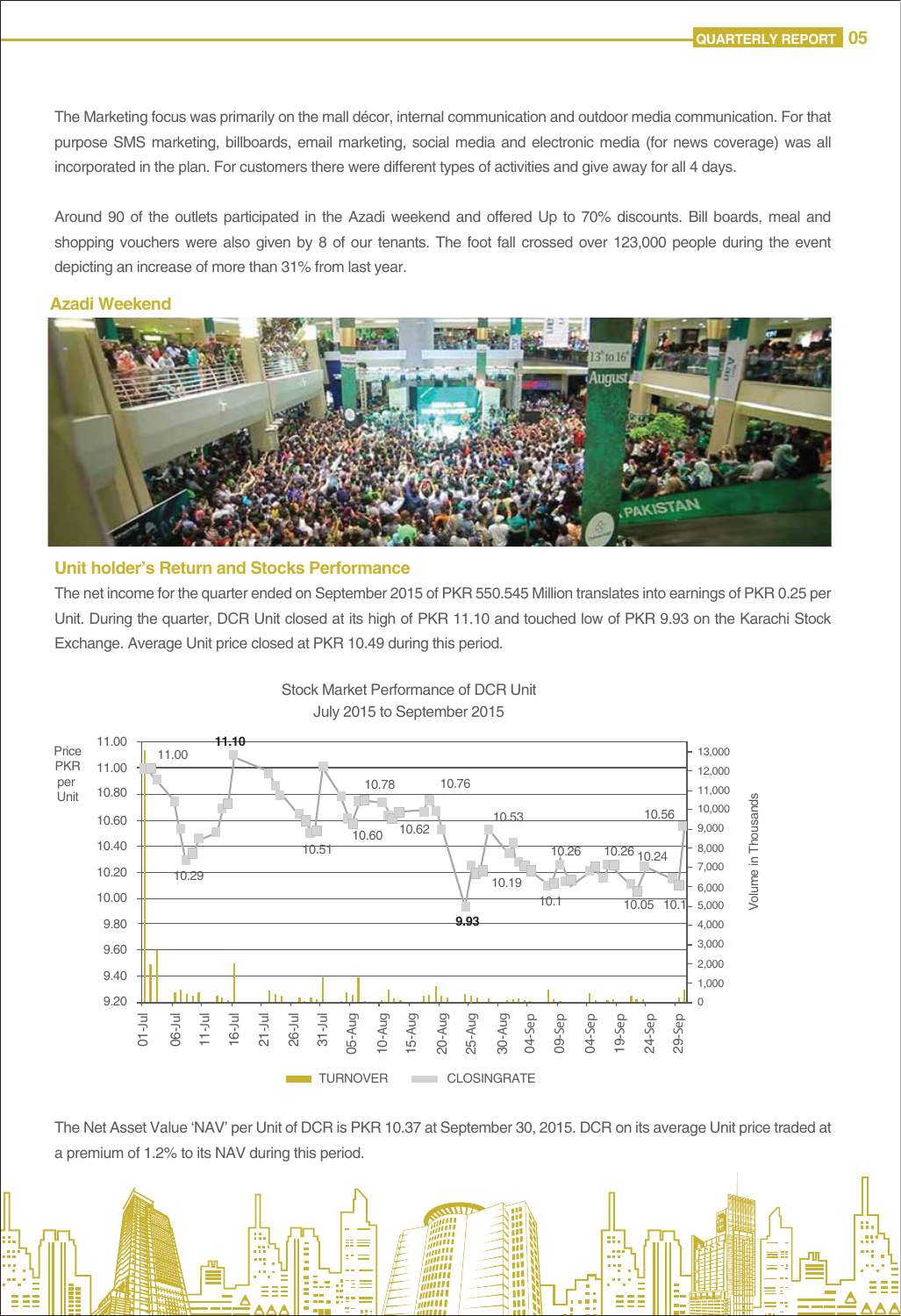The Marketing focus was primarily on the mall décor, internal communication and outdoor media communication. For that purpose SMS marketing, billboards, email marketing, social media and electronic media (for news coverage) was all incorporated in the plan. For customers there were different types of activities and give away for all 4 days.

Around 90 of the outlets participated in the Azadi weekend and offered Up to 70% discounts. Bill boards, meal and shopping vouchers were also given by 8 of our tenants. The foot fall crossed over 123,000 people during the event depicting an increase of more than 31% from last year.

## Azadi Weekend

## Unit holder's Return and Stocks Performance

The net income for the quarter ended on September 2015 of PKR 550.545 Million translates into earnings of PKR 0.25 per Unit. During the quarter, DCR Unit closed at its high of PKR 11.10 and touched low of PKR 9.93 on the Karachi Stock Exchange. Average Unit price closed at PKR 10.49 during this period.

Stock Market Performance of DCR Unit
July 2015 to September 2015

The Net Asset Value 'NAV' per Unit of DCR is PKR 10.37 at September 30, 2015. DCR on its average Unit price traded at a premium of 1.2% to its NAV during this period.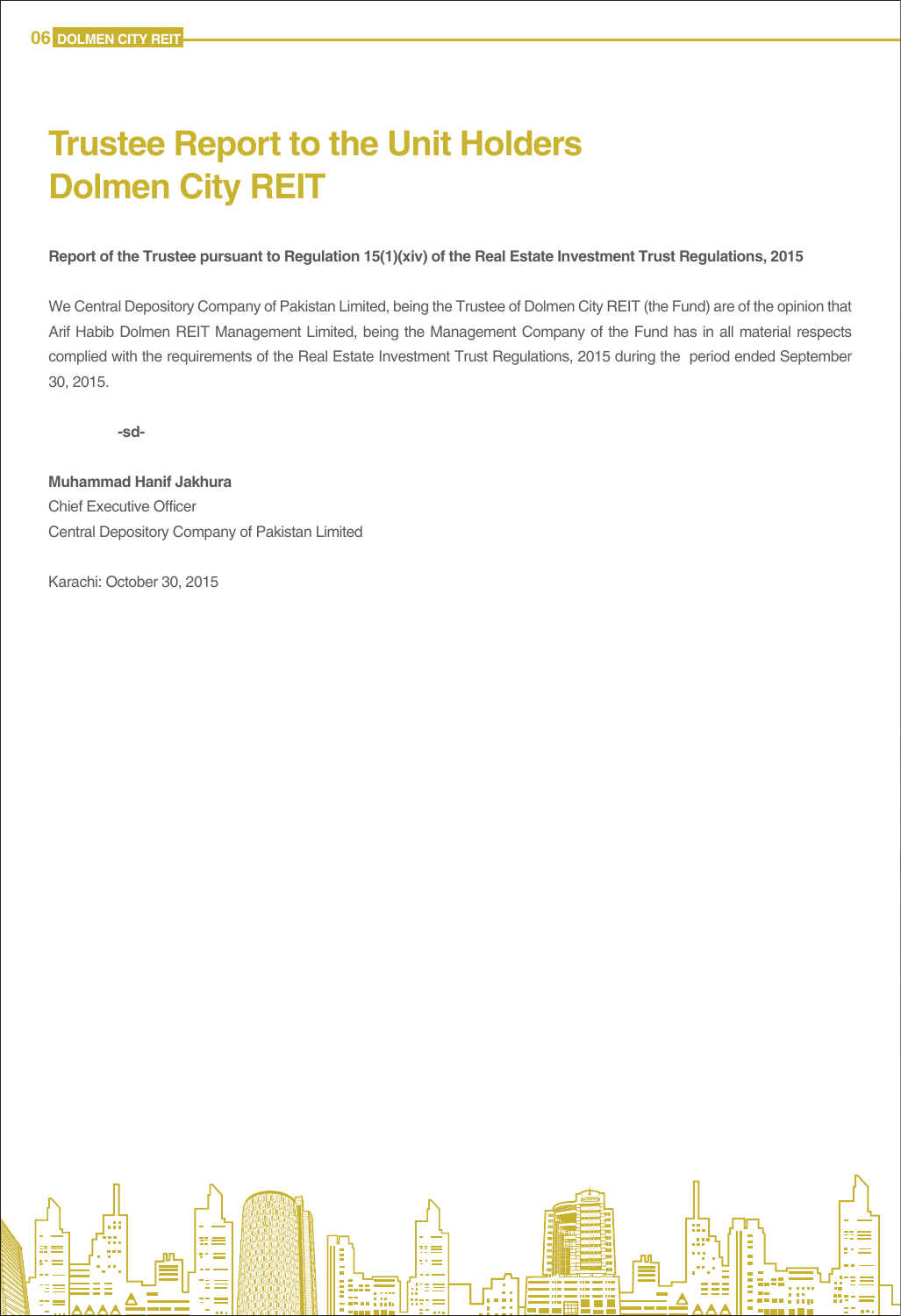# Trustee Report to the Unit Holders
# Dolmen City REIT

**Report of the Trustee pursuant to Regulation 15(1)(xiv) of the Real Estate Investment Trust Regulations, 2015**

We Central Depository Company of Pakistan Limited, being the Trustee of Dolmen City REIT (the Fund) are of the opinion that Arif Habib Dolmen REIT Management Limited, being the Management Company of the Fund has in all material respects complied with the requirements of the Real Estate Investment Trust Regulations, 2015 during the period ended September 30, 2015.

**-sd-**

**Muhammad Hanif Jakhura**
Chief Executive Officer
Central Depository Company of Pakistan Limited

Karachi: October 30, 2015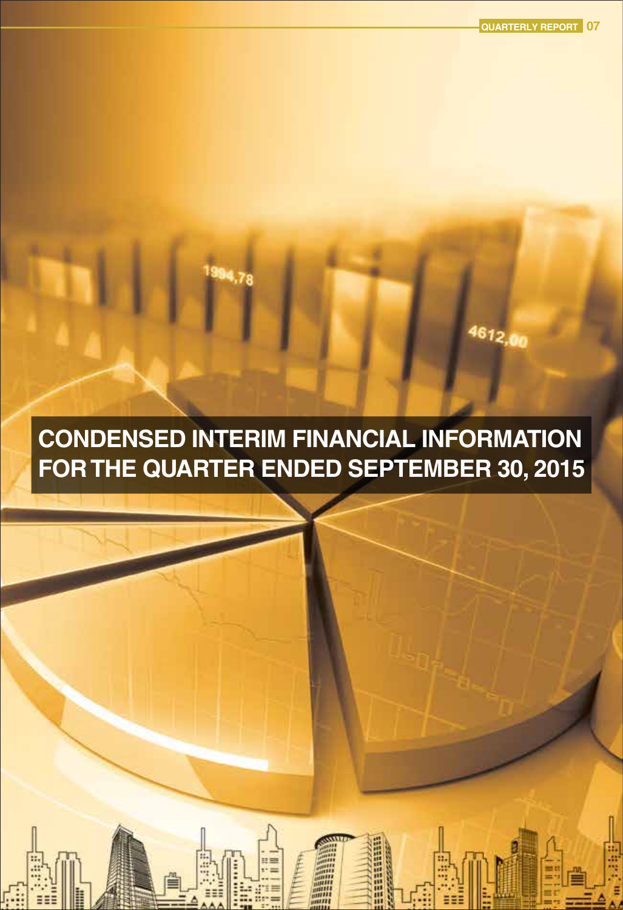# CONDENSED INTERIM FINANCIAL INFORMATION FOR THE QUARTER ENDED SEPTEMBER 30, 2015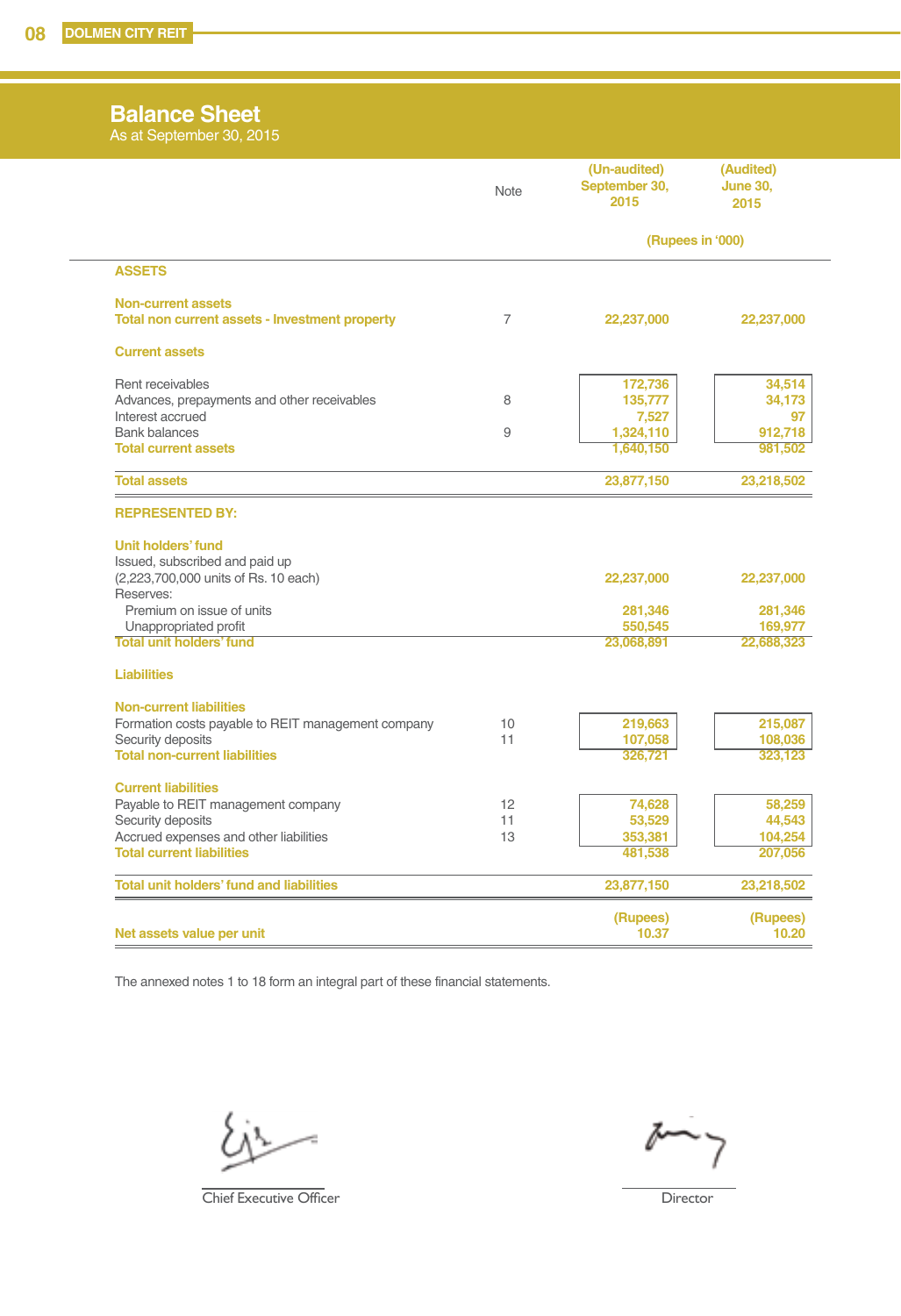## Balance Sheet

As at September 30, 2015

| | Note | (Un-audited) September 30, 2015 | (Audited) June 30, 2015 |
|---|---|---|---|
| | | (Rupees in '000) | |
| **ASSETS** | | | |
| **Non-current assets** | | | |
| **Total non current assets - Investment property** | 7 | 22,237,000 | 22,237,000 |
| **Current assets** | | | |
| Rent receivables | | 172,736 | 34,514 |
| Advances, prepayments and other receivables | 8 | 135,777 | 34,173 |
| Interest accrued | | 7,527 | 97 |
| Bank balances | 9 | 1,324,110 | 912,718 |
| **Total current assets** | | 1,640,150 | 981,502 |
| **Total assets** | | 23,877,150 | 23,218,502 |
| **REPRESENTED BY:** | | | |
| **Unit holders' fund** | | | |
| Issued, subscribed and paid up (2,223,700,000 units of Rs. 10 each) | | 22,237,000 | 22,237,000 |
| Reserves: | | | |
| Premium on issue of units | | 281,346 | 281,346 |
| Unappropriated profit | | 550,545 | 169,977 |
| **Total unit holders' fund** | | 23,068,891 | 22,688,323 |
| **Liabilities** | | | |
| **Non-current liabilities** | | | |
| Formation costs payable to REIT management company | 10 | 219,663 | 215,087 |
| Security deposits | 11 | 107,058 | 108,036 |
| **Total non-current liabilities** | | 326,721 | 323,123 |
| **Current liabilities** | | | |
| Payable to REIT management company | 12 | 74,628 | 58,259 |
| Security deposits | 11 | 53,529 | 44,543 |
| Accrued expenses and other liabilities | 13 | 353,381 | 104,254 |
| **Total current liabilities** | | 481,538 | 207,056 |
| **Total unit holders' fund and liabilities** | | 23,877,150 | 23,218,502 |
| | | (Rupees) | (Rupees) |
| **Net assets value per unit** | | 10.37 | 10.20 |

The annexed notes 1 to 18 form an integral part of these financial statements.

Chief Executive Officer

Director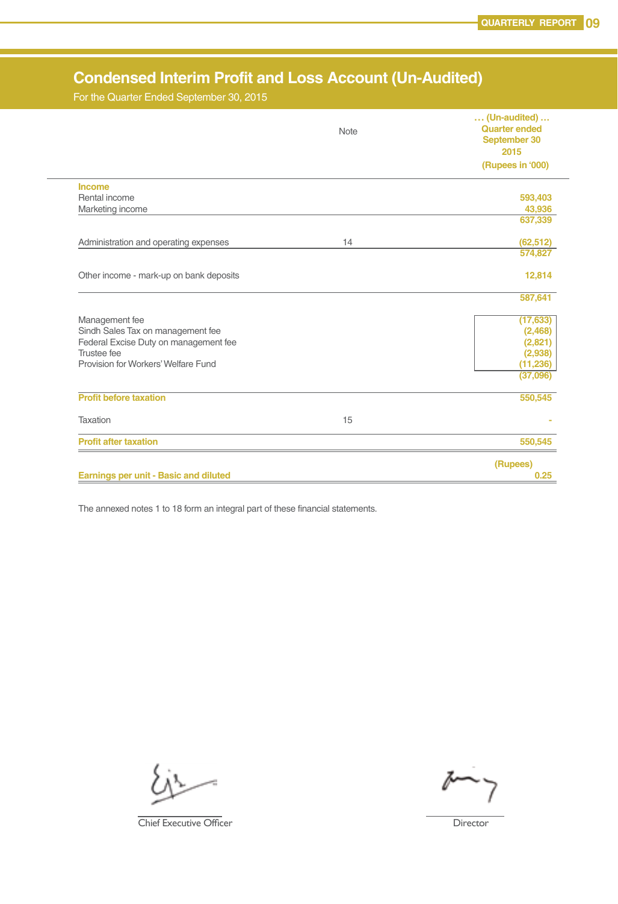# Condensed Interim Profit and Loss Account (Un-Audited)

For the Quarter Ended September 30, 2015

| | Note | ... (Un-audited) ... Quarter ended September 30 2015 (Rupees in '000) |
|---|---|---|
| **Income** | | |
| Rental income | | 593,403 |
| Marketing income | | 43,936 |
| | | 637,339 |
| Administration and operating expenses | 14 | (62,512) |
| | | 574,827 |
| Other income - mark-up on bank deposits | | 12,814 |
| | | 587,641 |
| Management fee | | (17,633) |
| Sindh Sales Tax on management fee | | (2,468) |
| Federal Excise Duty on management fee | | (2,821) |
| Trustee fee | | (2,938) |
| Provision for Workers' Welfare Fund | | (11,236) |
| | | (37,096) |
| **Profit before taxation** | | 550,545 |
| Taxation | 15 | - |
| **Profit after taxation** | | 550,545 |
| | | (Rupees) |
| **Earnings per unit - Basic and diluted** | | 0.25 |

The annexed notes 1 to 18 form an integral part of these financial statements.

Chief Executive Officer

Director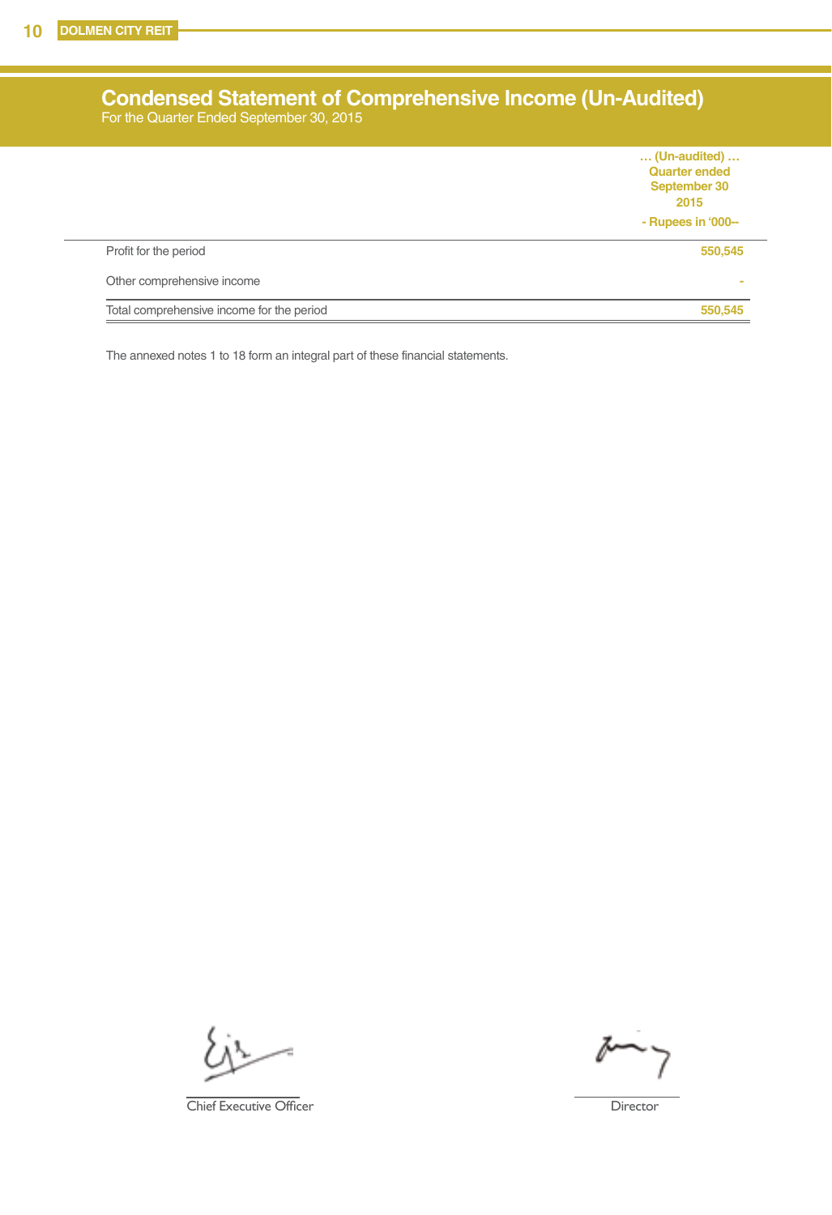# Condensed Statement of Comprehensive Income (Un-Audited)

For the Quarter Ended September 30, 2015

| | … (Un-audited) … Quarter ended September 30 2015 |
|---|---|
| | - Rupees in '000-- |
| Profit for the period | 550,545 |
| Other comprehensive income | - |
| Total comprehensive income for the period | 550,545 |

The annexed notes 1 to 18 form an integral part of these financial statements.

Chief Executive Officer

Director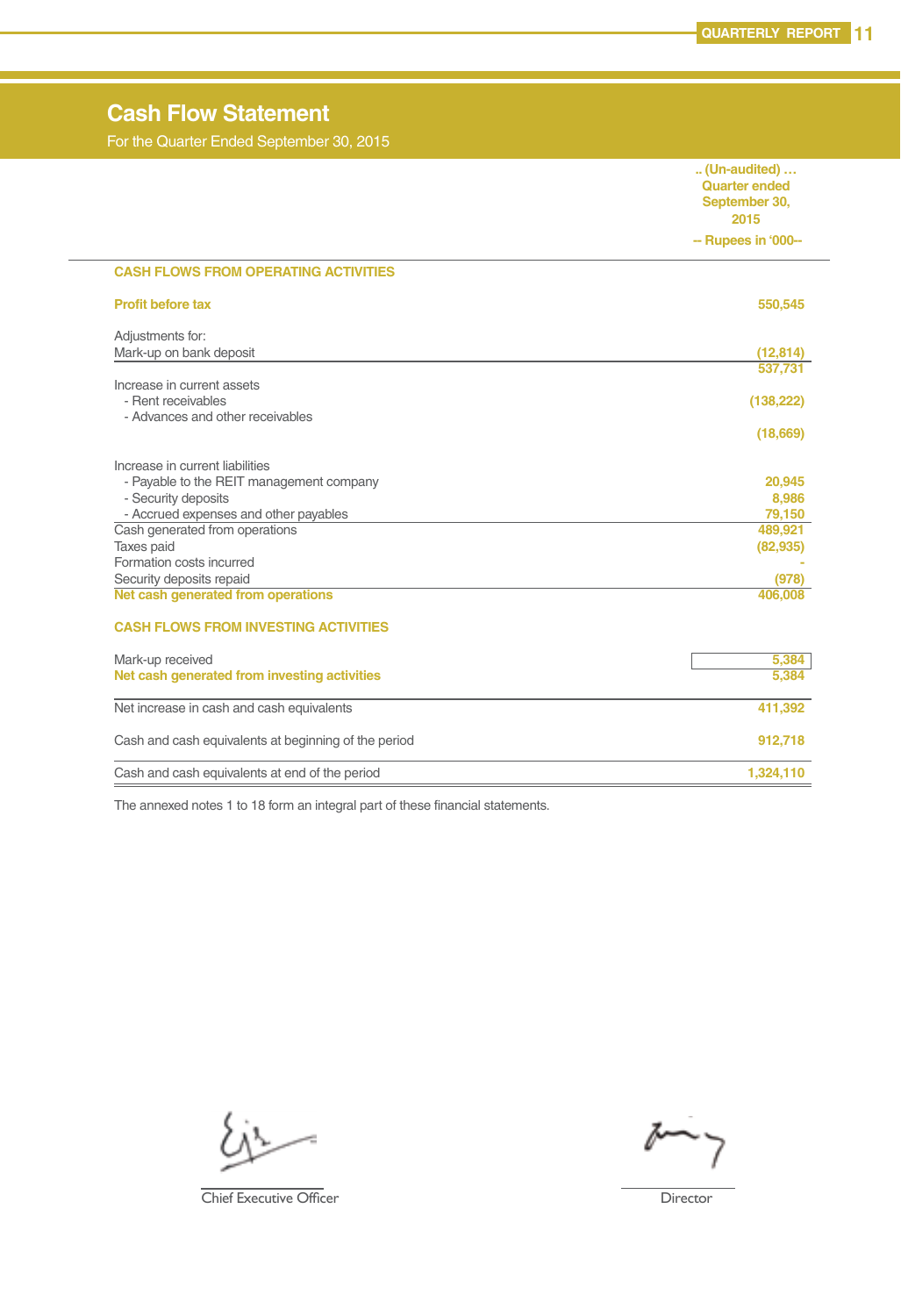# Cash Flow Statement

For the Quarter Ended September 30, 2015

| | .. (Un-audited) … Quarter ended September 30, 2015 |
|---|---|
| | -- Rupees in '000-- |
| **CASH FLOWS FROM OPERATING ACTIVITIES** | |
| **Profit before tax** | **550,545** |
| Adjustments for: | |
| Mark-up on bank deposit | (12,814) |
| | 537,731 |
| Increase in current assets | |
| - Rent receivables | (138,222) |
| - Advances and other receivables | |
| | (18,669) |
| Increase in current liabilities | |
| - Payable to the REIT management company | 20,945 |
| - Security deposits | 8,986 |
| - Accrued expenses and other payables | 79,150 |
| Cash generated from operations | 489,921 |
| Taxes paid | (82,935) |
| Formation costs incurred | - |
| Security deposits repaid | (978) |
| **Net cash generated from operations** | **406,008** |
| **CASH FLOWS FROM INVESTING ACTIVITIES** | |
| Mark-up received | 5,384 |
| **Net cash generated from investing activities** | **5,384** |
| Net increase in cash and cash equivalents | 411,392 |
| Cash and cash equivalents at beginning of the period | 912,718 |
| Cash and cash equivalents at end of the period | 1,324,110 |

The annexed notes 1 to 18 form an integral part of these financial statements.

Chief Executive Officer

Director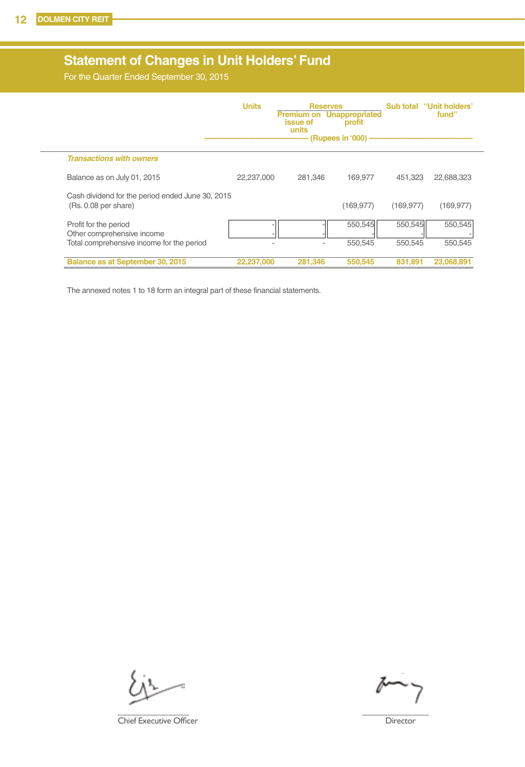# Statement of Changes in Unit Holders' Fund

For the Quarter Ended September 30, 2015

| | Units | Reserves | | Sub total | "Unit holders' fund" |
|---|---|---|---|---|---|
| | | Premium on issue of units | Unappropriated profit | | |
| | ---------- | ---------- | (Rupees in '000) | ---------- | ---------- |
| ***Transactions with owners*** | | | | | |
| Balance as on July 01, 2015 | 22,237,000 | 281,346 | 169,977 | 451,323 | 22,688,323 |
| Cash dividend for the period ended June 30, 2015 (Rs. 0.08 per share) | | | (169,977) | (169,977) | (169,977) |
| Profit for the period | - | - | 550,545 | 550,545 | 550,545 |
| Other comprehensive income | - | - | - | - | - |
| Total comprehensive income for the period | - | - | 550,545 | 550,545 | 550,545 |
| **Balance as at September 30, 2015** | **22,237,000** | **281,346** | **550,545** | **831,891** | **23,068,891** |

The annexed notes 1 to 18 form an integral part of these financial statements.

Chief Executive Officer

Director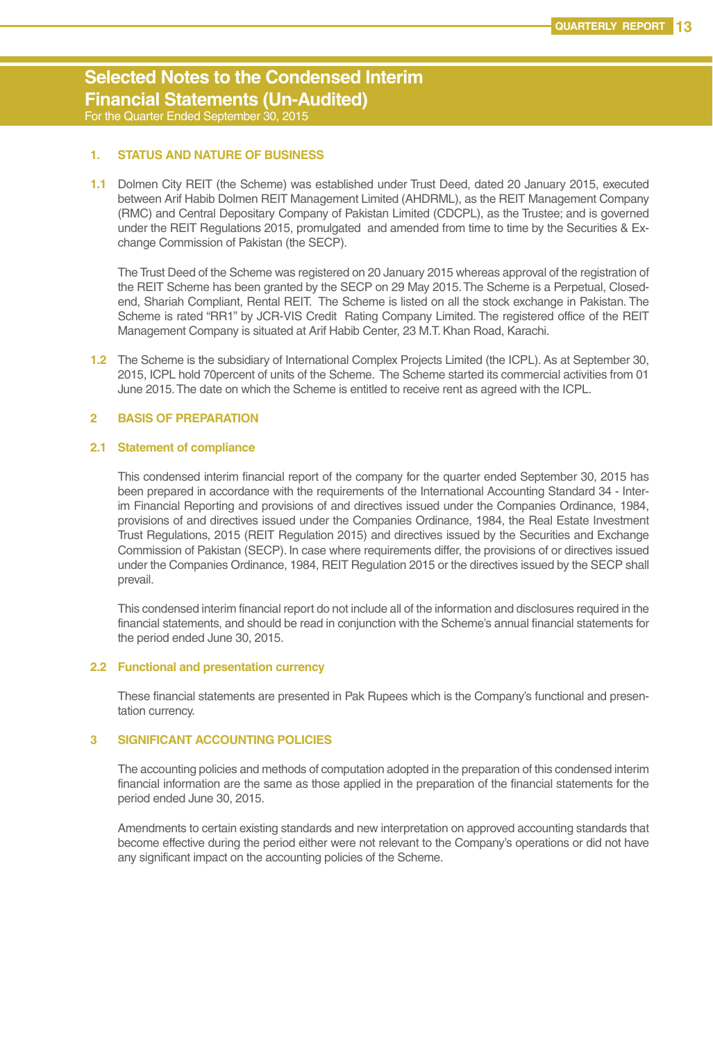# Selected Notes to the Condensed Interim Financial Statements (Un-Audited)

For the Quarter Ended September 30, 2015

## 1. STATUS AND NATURE OF BUSINESS

**1.1** Dolmen City REIT (the Scheme) was established under Trust Deed, dated 20 January 2015, executed between Arif Habib Dolmen REIT Management Limited (AHDRML), as the REIT Management Company (RMC) and Central Depositary Company of Pakistan Limited (CDCPL), as the Trustee; and is governed under the REIT Regulations 2015, promulgated and amended from time to time by the Securities & Exchange Commission of Pakistan (the SECP).

The Trust Deed of the Scheme was registered on 20 January 2015 whereas approval of the registration of the REIT Scheme has been granted by the SECP on 29 May 2015. The Scheme is a Perpetual, Closed-end, Shariah Compliant, Rental REIT. The Scheme is listed on all the stock exchange in Pakistan. The Scheme is rated "RR1" by JCR-VIS Credit Rating Company Limited. The registered office of the REIT Management Company is situated at Arif Habib Center, 23 M.T. Khan Road, Karachi.

**1.2** The Scheme is the subsidiary of International Complex Projects Limited (the ICPL). As at September 30, 2015, ICPL hold 70percent of units of the Scheme. The Scheme started its commercial activities from 01 June 2015. The date on which the Scheme is entitled to receive rent as agreed with the ICPL.

## 2 BASIS OF PREPARATION

### 2.1 Statement of compliance

This condensed interim financial report of the company for the quarter ended September 30, 2015 has been prepared in accordance with the requirements of the International Accounting Standard 34 - Interim Financial Reporting and provisions of and directives issued under the Companies Ordinance, 1984, provisions of and directives issued under the Companies Ordinance, 1984, the Real Estate Investment Trust Regulations, 2015 (REIT Regulation 2015) and directives issued by the Securities and Exchange Commission of Pakistan (SECP). In case where requirements differ, the provisions of or directives issued under the Companies Ordinance, 1984, REIT Regulation 2015 or the directives issued by the SECP shall prevail.

This condensed interim financial report do not include all of the information and disclosures required in the financial statements, and should be read in conjunction with the Scheme's annual financial statements for the period ended June 30, 2015.

### 2.2 Functional and presentation currency

These financial statements are presented in Pak Rupees which is the Company's functional and presentation currency.

## 3 SIGNIFICANT ACCOUNTING POLICIES

The accounting policies and methods of computation adopted in the preparation of this condensed interim financial information are the same as those applied in the preparation of the financial statements for the period ended June 30, 2015.

Amendments to certain existing standards and new interpretation on approved accounting standards that become effective during the period either were not relevant to the Company's operations or did not have any significant impact on the accounting policies of the Scheme.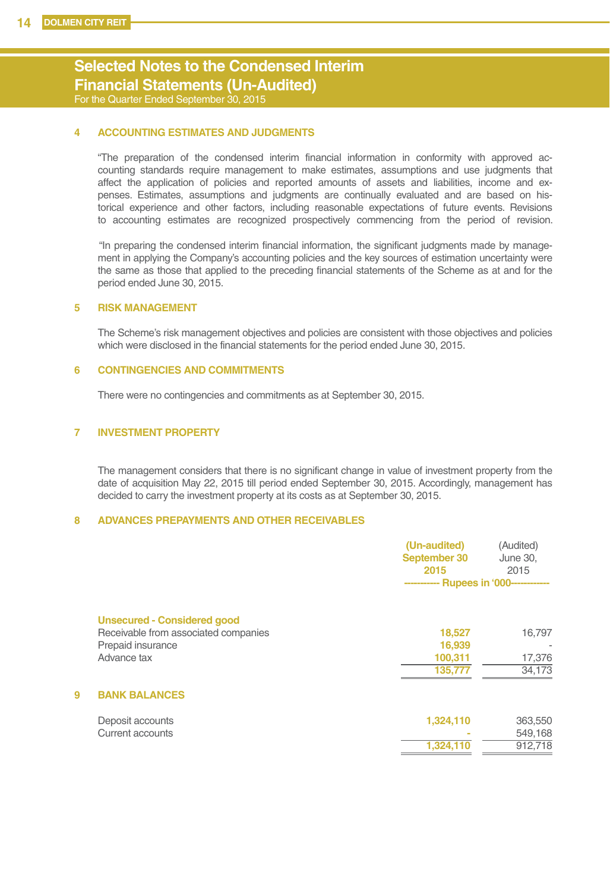# Selected Notes to the Condensed Interim Financial Statements (Un-Audited)

For the Quarter Ended September 30, 2015

## 4 ACCOUNTING ESTIMATES AND JUDGMENTS

"The preparation of the condensed interim financial information in conformity with approved accounting standards require management to make estimates, assumptions and use judgments that affect the application of policies and reported amounts of assets and liabilities, income and expenses. Estimates, assumptions and judgments are continually evaluated and are based on historical experience and other factors, including reasonable expectations of future events. Revisions to accounting estimates are recognized prospectively commencing from the period of revision.

"In preparing the condensed interim financial information, the significant judgments made by management in applying the Company's accounting policies and the key sources of estimation uncertainty were the same as those that applied to the preceding financial statements of the Scheme as at and for the period ended June 30, 2015.

## 5 RISK MANAGEMENT

The Scheme's risk management objectives and policies are consistent with those objectives and policies which were disclosed in the financial statements for the period ended June 30, 2015.

## 6 CONTINGENCIES AND COMMITMENTS

There were no contingencies and commitments as at September 30, 2015.

## 7 INVESTMENT PROPERTY

The management considers that there is no significant change in value of investment property from the date of acquisition May 22, 2015 till period ended September 30, 2015. Accordingly, management has decided to carry the investment property at its costs as at September 30, 2015.

## 8 ADVANCES PREPAYMENTS AND OTHER RECEIVABLES

| | (Un-audited) September 30 2015 | (Audited) June 30, 2015 |
|---|---|---|
| | Rupees in '000 | |
| **Unsecured - Considered good** | | |
| Receivable from associated companies | 18,527 | 16,797 |
| Prepaid insurance | 16,939 | - |
| Advance tax | 100,311 | 17,376 |
| | 135,777 | 34,173 |

## 9 BANK BALANCES

| | (Un-audited) September 30 2015 | (Audited) June 30, 2015 |
|---|---|---|
| Deposit accounts | 1,324,110 | 363,550 |
| Current accounts | - | 549,168 |
| | 1,324,110 | 912,718 |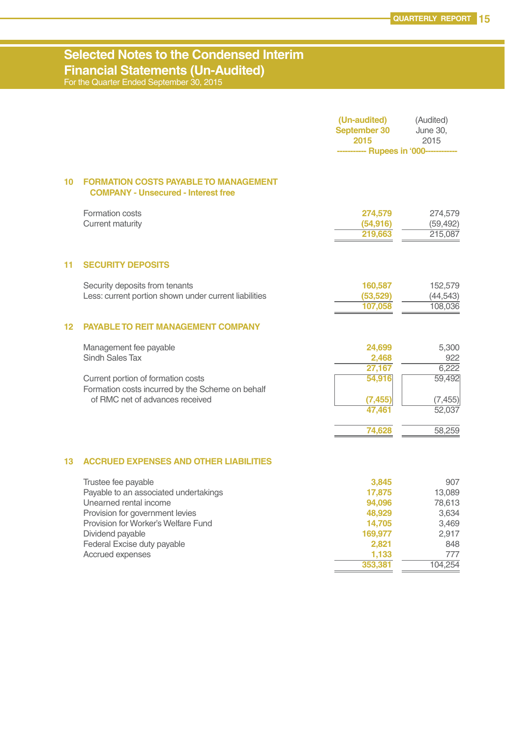# Selected Notes to the Condensed Interim Financial Statements (Un-Audited)

For the Quarter Ended September 30, 2015

| | (Un-audited) September 30 2015 | (Audited) June 30, 2015 |
|---|---|---|
| | ----------- Rupees in '000----------- | |

## 10 FORMATION COSTS PAYABLE TO MANAGEMENT COMPANY - Unsecured - Interest free

| | September 30 2015 | June 30, 2015 |
|---|---|---|
| Formation costs | 274,579 | 274,579 |
| Current maturity | (54,916) | (59,492) |
| | 219,663 | 215,087 |

## 11 SECURITY DEPOSITS

| | September 30 2015 | June 30, 2015 |
|---|---|---|
| Security deposits from tenants | 160,587 | 152,579 |
| Less: current portion shown under current liabilities | (53,529) | (44,543) |
| | 107,058 | 108,036 |

## 12 PAYABLE TO REIT MANAGEMENT COMPANY

| | September 30 2015 | June 30, 2015 |
|---|---|---|
| Management fee payable | 24,699 | 5,300 |
| Sindh Sales Tax | 2,468 | 922 |
| | 27,167 | 6,222 |
| Current portion of formation costs | 54,916 | 59,492 |
| Formation costs incurred by the Scheme on behalf of RMC net of advances received | (7,455) | (7,455) |
| | 47,461 | 52,037 |
| | 74,628 | 58,259 |

## 13 ACCRUED EXPENSES AND OTHER LIABILITIES

| | September 30 2015 | June 30, 2015 |
|---|---|---|
| Trustee fee payable | 3,845 | 907 |
| Payable to an associated undertakings | 17,875 | 13,089 |
| Unearned rental income | 94,096 | 78,613 |
| Provision for government levies | 48,929 | 3,634 |
| Provision for Worker's Welfare Fund | 14,705 | 3,469 |
| Dividend payable | 169,977 | 2,917 |
| Federal Excise duty payable | 2,821 | 848 |
| Accrued expenses | 1,133 | 777 |
| | 353,381 | 104,254 |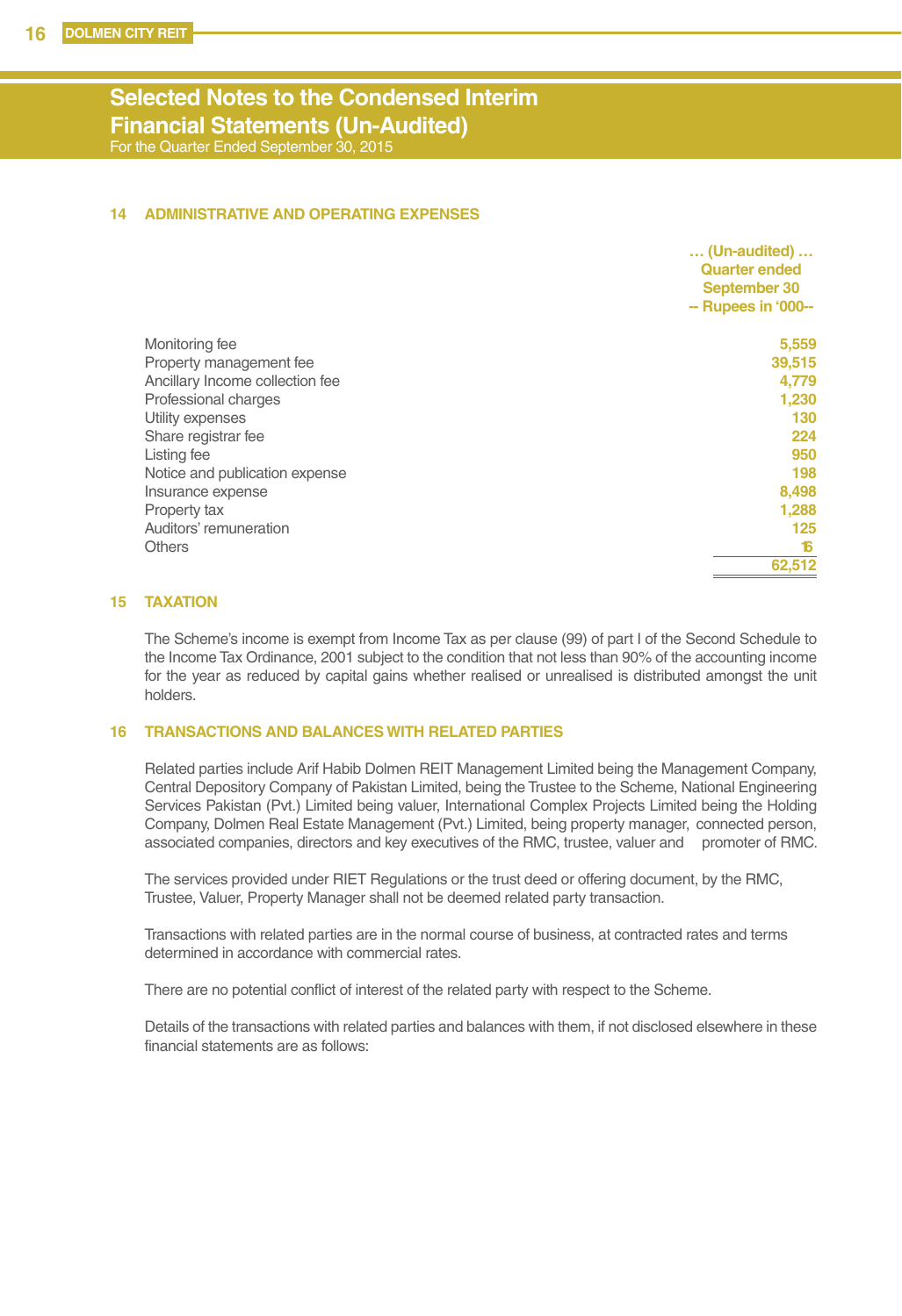# Selected Notes to the Condensed Interim Financial Statements (Un-Audited)

For the Quarter Ended September 30, 2015

## 14 ADMINISTRATIVE AND OPERATING EXPENSES

| | … (Un-audited) … Quarter ended September 30 -- Rupees in '000-- |
|---|---|
| Monitoring fee | 5,559 |
| Property management fee | 39,515 |
| Ancillary Income collection fee | 4,779 |
| Professional charges | 1,230 |
| Utility expenses | 130 |
| Share registrar fee | 224 |
| Listing fee | 950 |
| Notice and publication expense | 198 |
| Insurance expense | 8,498 |
| Property tax | 1,288 |
| Auditors' remuneration | 125 |
| Others | 16 |
| | 62,512 |

## 15 TAXATION

The Scheme's income is exempt from Income Tax as per clause (99) of part I of the Second Schedule to the Income Tax Ordinance, 2001 subject to the condition that not less than 90% of the accounting income for the year as reduced by capital gains whether realised or unrealised is distributed amongst the unit holders.

## 16 TRANSACTIONS AND BALANCES WITH RELATED PARTIES

Related parties include Arif Habib Dolmen REIT Management Limited being the Management Company, Central Depository Company of Pakistan Limited, being the Trustee to the Scheme, National Engineering Services Pakistan (Pvt.) Limited being valuer, International Complex Projects Limited being the Holding Company, Dolmen Real Estate Management (Pvt.) Limited, being property manager, connected person, associated companies, directors and key executives of the RMC, trustee, valuer and promoter of RMC.

The services provided under RIET Regulations or the trust deed or offering document, by the RMC, Trustee, Valuer, Property Manager shall not be deemed related party transaction.

Transactions with related parties are in the normal course of business, at contracted rates and terms determined in accordance with commercial rates.

There are no potential conflict of interest of the related party with respect to the Scheme.

Details of the transactions with related parties and balances with them, if not disclosed elsewhere in these financial statements are as follows: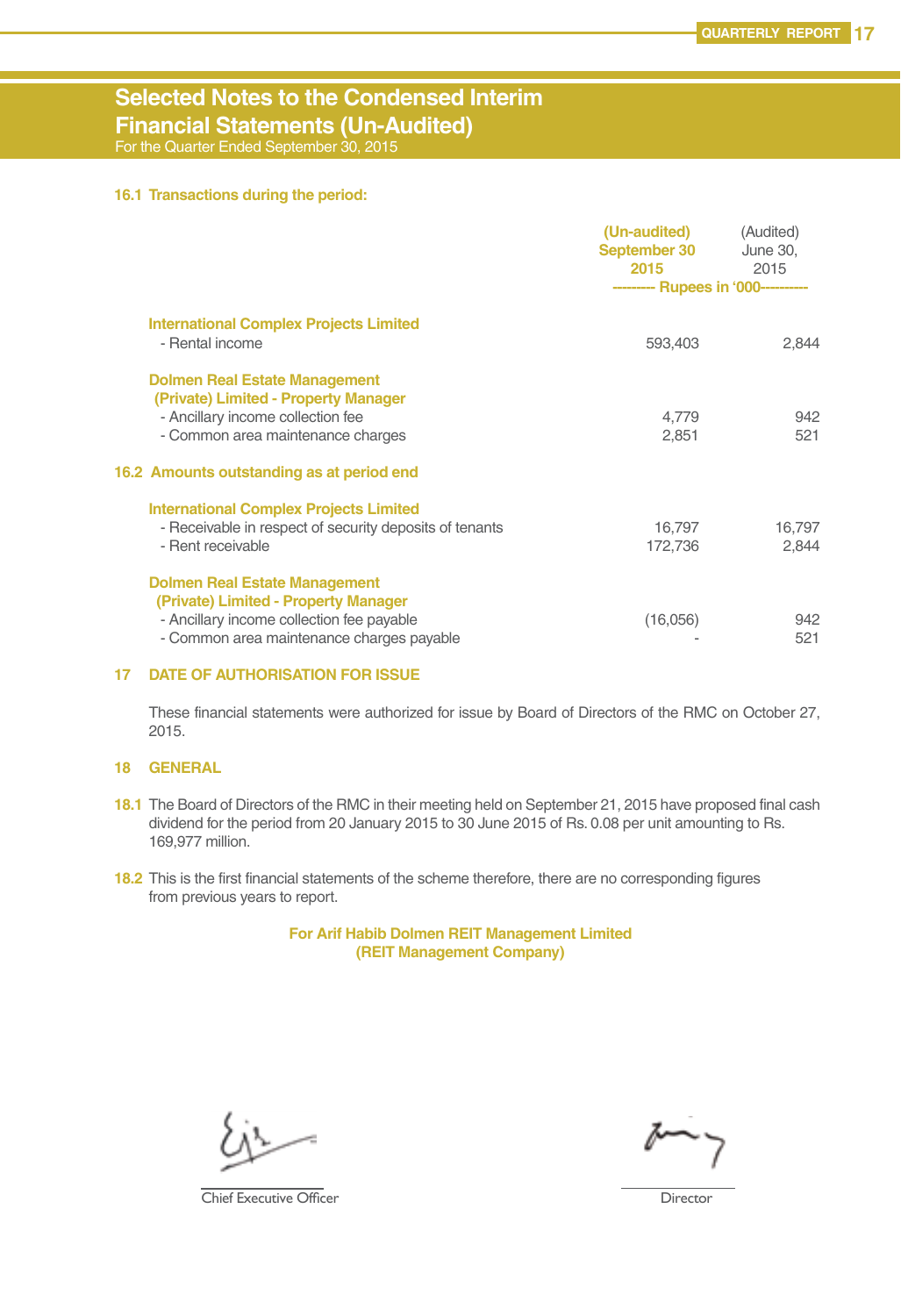## Selected Notes to the Condensed Interim Financial Statements (Un-Audited)

For the Quarter Ended September 30, 2015

### 16.1 Transactions during the period:

| | (Un-audited) September 30 2015 | (Audited) June 30, 2015 |
|---|---|---|
| | --------- Rupees in '000--------- | |
| **International Complex Projects Limited** | | |
| - Rental income | 593,403 | 2,844 |
| **Dolmen Real Estate Management (Private) Limited - Property Manager** | | |
| - Ancillary income collection fee | 4,779 | 942 |
| - Common area maintenance charges | 2,851 | 521 |

### 16.2 Amounts outstanding as at period end

| | (Un-audited) September 30 2015 | (Audited) June 30, 2015 |
|---|---|---|
| **International Complex Projects Limited** | | |
| - Receivable in respect of security deposits of tenants | 16,797 | 16,797 |
| - Rent receivable | 172,736 | 2,844 |
| **Dolmen Real Estate Management (Private) Limited - Property Manager** | | |
| - Ancillary income collection fee payable | (16,056) | 942 |
| - Common area maintenance charges payable | - | 521 |

### 17 DATE OF AUTHORISATION FOR ISSUE

These financial statements were authorized for issue by Board of Directors of the RMC on October 27, 2015.

### 18 GENERAL

**18.1** The Board of Directors of the RMC in their meeting held on September 21, 2015 have proposed final cash dividend for the period from 20 January 2015 to 30 June 2015 of Rs. 0.08 per unit amounting to Rs. 169,977 million.

**18.2** This is the first financial statements of the scheme therefore, there are no corresponding figures from previous years to report.

**For Arif Habib Dolmen REIT Management Limited**
**(REIT Management Company)**

Chief Executive Officer

Director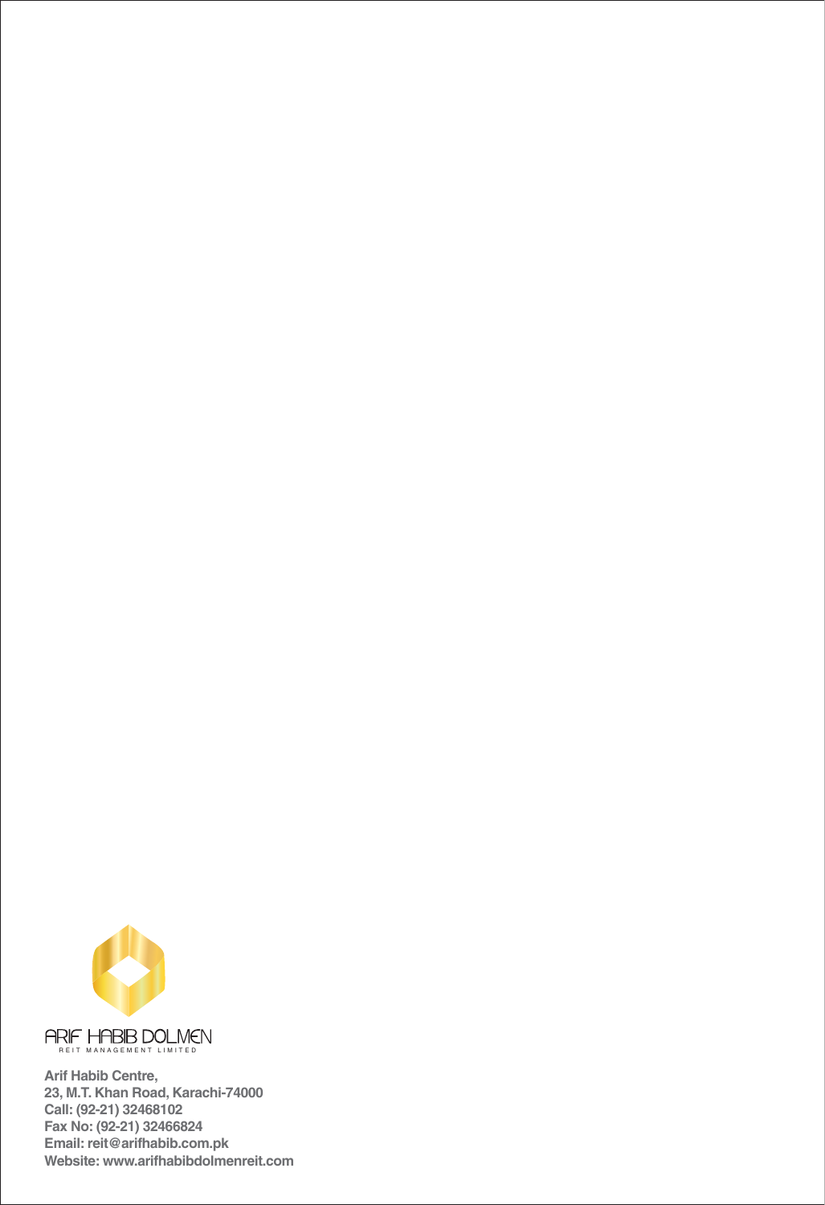ARIF HABIB DOLMEN
REIT MANAGEMENT LIMITED

**Arif Habib Centre,**
**23, M.T. Khan Road, Karachi-74000**
**Call: (92-21) 32468102**
**Fax No: (92-21) 32466824**
**Email: reit@arifhabib.com.pk**
**Website: www.arifhabibdolmenreit.com**